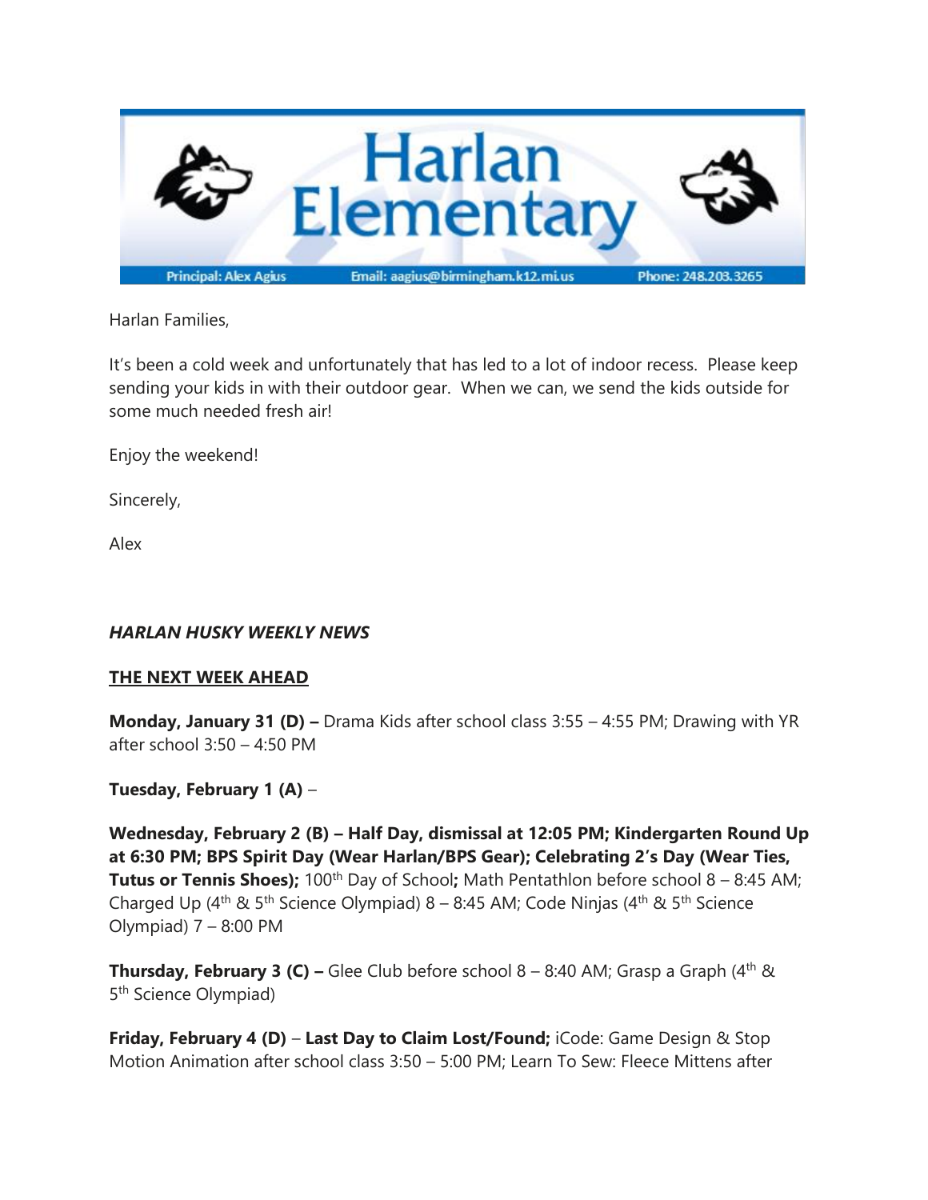# Harlan Elementary

Principal: Alex Agius | Email: aagius@birmingham.k12.mi.us | Phone: 248.203.3265

Harlan Families,

It's been a cold week and unfortunately that has led to a lot of indoor recess. Please keep sending your kids in with their outdoor gear. When we can, we send the kids outside for some much needed fresh air!

Enjoy the weekend!

Sincerely,

Alex

***HARLAN HUSKY WEEKLY NEWS***

## THE NEXT WEEK AHEAD

**Monday, January 31 (D) –** Drama Kids after school class 3:55 – 4:55 PM; Drawing with YR after school 3:50 – 4:50 PM

**Tuesday, February 1 (A)** –

**Wednesday, February 2 (B) – Half Day, dismissal at 12:05 PM; Kindergarten Round Up at 6:30 PM; BPS Spirit Day (Wear Harlan/BPS Gear); Celebrating 2's Day (Wear Ties, Tutus or Tennis Shoes);** 100th Day of School**;** Math Pentathlon before school 8 – 8:45 AM; Charged Up (4th & 5th Science Olympiad) 8 – 8:45 AM; Code Ninjas (4th & 5th Science Olympiad) 7 – 8:00 PM

**Thursday, February 3 (C) –** Glee Club before school 8 – 8:40 AM; Grasp a Graph (4th & 5th Science Olympiad)

**Friday, February 4 (D)** – **Last Day to Claim Lost/Found;** iCode: Game Design & Stop Motion Animation after school class 3:50 – 5:00 PM; Learn To Sew: Fleece Mittens after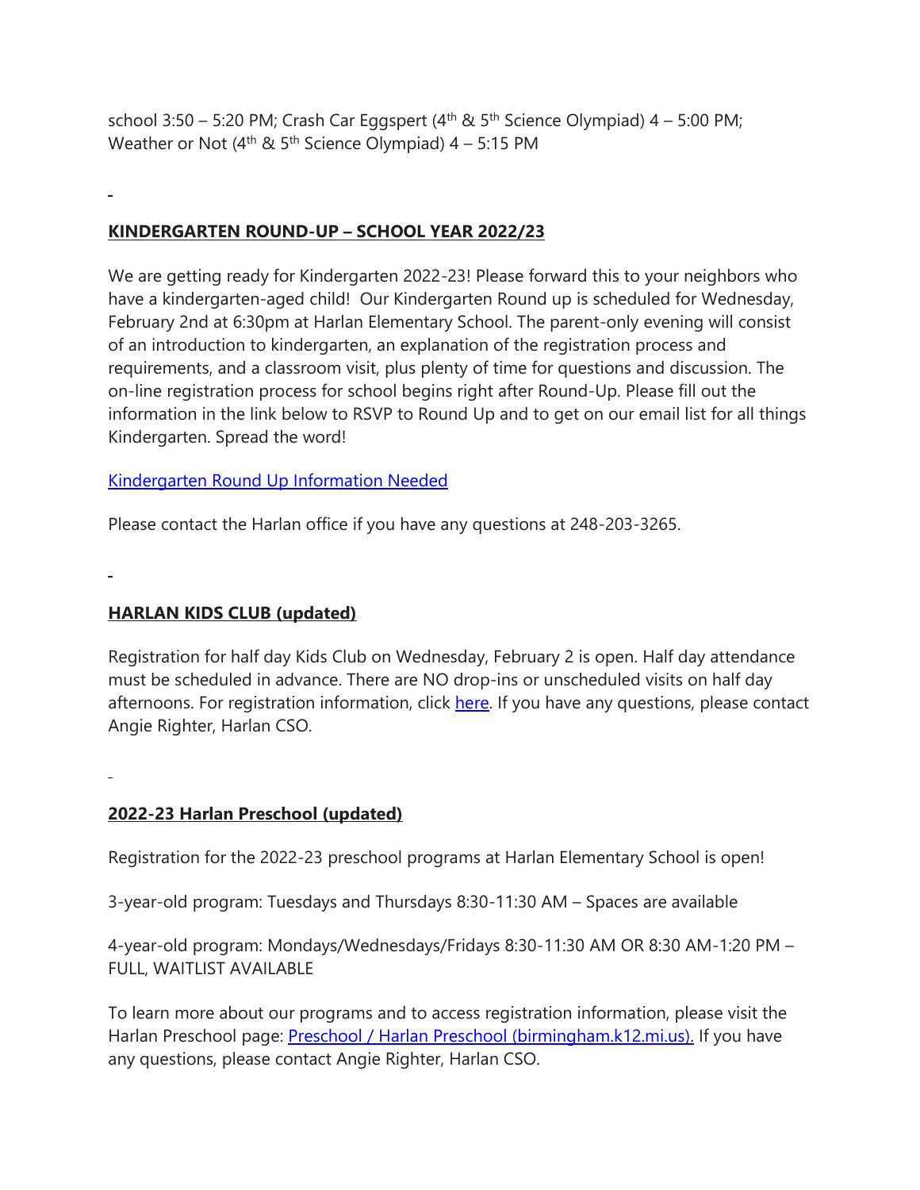school 3:50 – 5:20 PM; Crash Car Eggspert (4th & 5th Science Olympiad) 4 – 5:00 PM; Weather or Not (4th & 5th Science Olympiad) 4 – 5:15 PM

## KINDERGARTEN ROUND-UP – SCHOOL YEAR 2022/23

We are getting ready for Kindergarten 2022-23! Please forward this to your neighbors who have a kindergarten-aged child! Our Kindergarten Round up is scheduled for Wednesday, February 2nd at 6:30pm at Harlan Elementary School. The parent-only evening will consist of an introduction to kindergarten, an explanation of the registration process and requirements, and a classroom visit, plus plenty of time for questions and discussion. The on-line registration process for school begins right after Round-Up. Please fill out the information in the link below to RSVP to Round Up and to get on our email list for all things Kindergarten. Spread the word!

Kindergarten Round Up Information Needed

Please contact the Harlan office if you have any questions at 248-203-3265.

## HARLAN KIDS CLUB (updated)

Registration for half day Kids Club on Wednesday, February 2 is open. Half day attendance must be scheduled in advance. There are NO drop-ins or unscheduled visits on half day afternoons. For registration information, click here. If you have any questions, please contact Angie Righter, Harlan CSO.

## 2022-23 Harlan Preschool (updated)

Registration for the 2022-23 preschool programs at Harlan Elementary School is open!

3-year-old program: Tuesdays and Thursdays 8:30-11:30 AM – Spaces are available

4-year-old program: Mondays/Wednesdays/Fridays 8:30-11:30 AM OR 8:30 AM-1:20 PM – FULL, WAITLIST AVAILABLE

To learn more about our programs and to access registration information, please visit the Harlan Preschool page: Preschool / Harlan Preschool (birmingham.k12.mi.us). If you have any questions, please contact Angie Righter, Harlan CSO.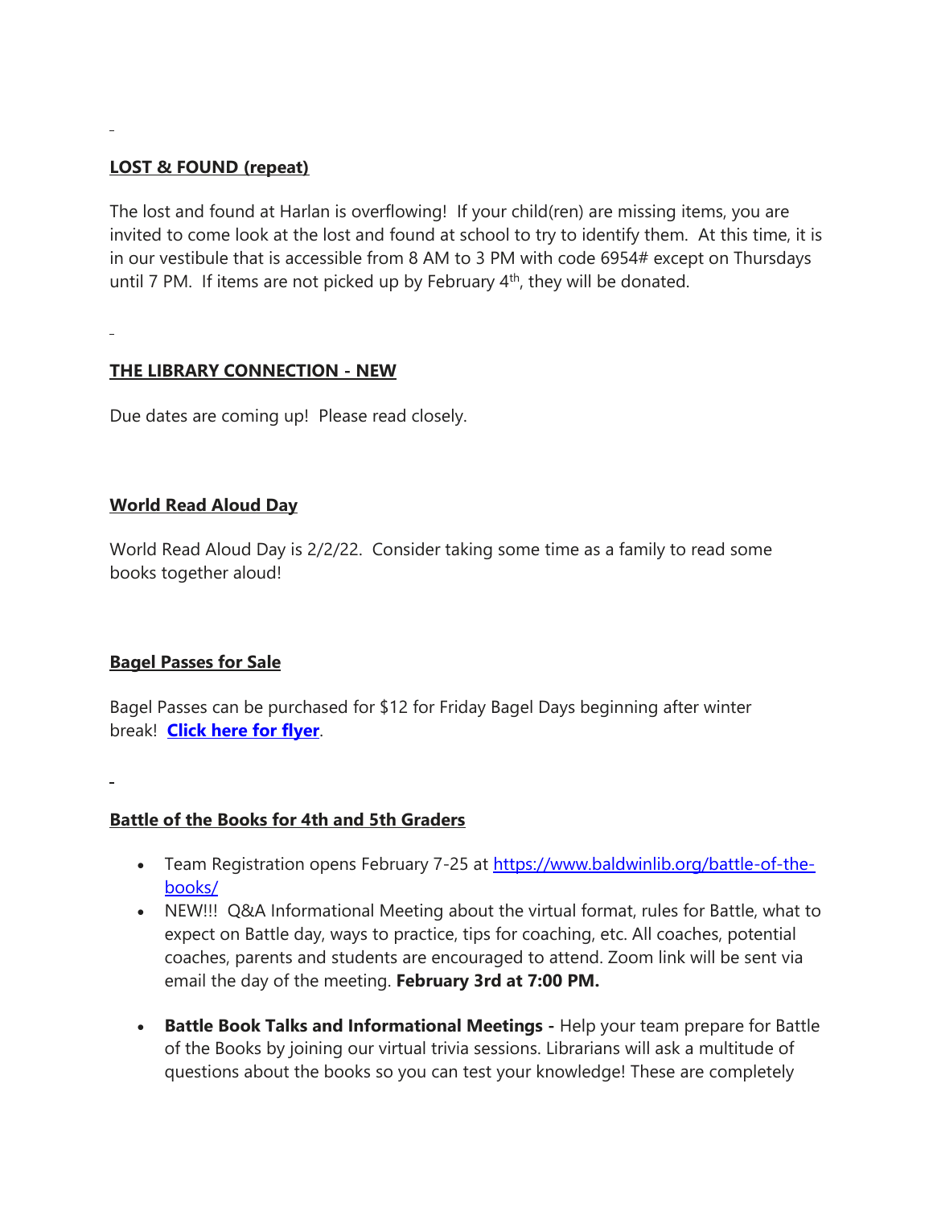**LOST & FOUND (repeat)**

The lost and found at Harlan is overflowing! If your child(ren) are missing items, you are invited to come look at the lost and found at school to try to identify them. At this time, it is in our vestibule that is accessible from 8 AM to 3 PM with code 6954# except on Thursdays until 7 PM. If items are not picked up by February 4th, they will be donated.

**THE LIBRARY CONNECTION - NEW**

Due dates are coming up! Please read closely.

**World Read Aloud Day**

World Read Aloud Day is 2/2/22. Consider taking some time as a family to read some books together aloud!

**Bagel Passes for Sale**

Bagel Passes can be purchased for $12 for Friday Bagel Days beginning after winter break! **Click here for flyer**.

**Battle of the Books for 4th and 5th Graders**

- Team Registration opens February 7-25 at https://www.baldwinlib.org/battle-of-the-books/
- NEW!!! Q&A Informational Meeting about the virtual format, rules for Battle, what to expect on Battle day, ways to practice, tips for coaching, etc. All coaches, potential coaches, parents and students are encouraged to attend. Zoom link will be sent via email the day of the meeting. **February 3rd at 7:00 PM.**
- **Battle Book Talks and Informational Meetings -** Help your team prepare for Battle of the Books by joining our virtual trivia sessions. Librarians will ask a multitude of questions about the books so you can test your knowledge! These are completely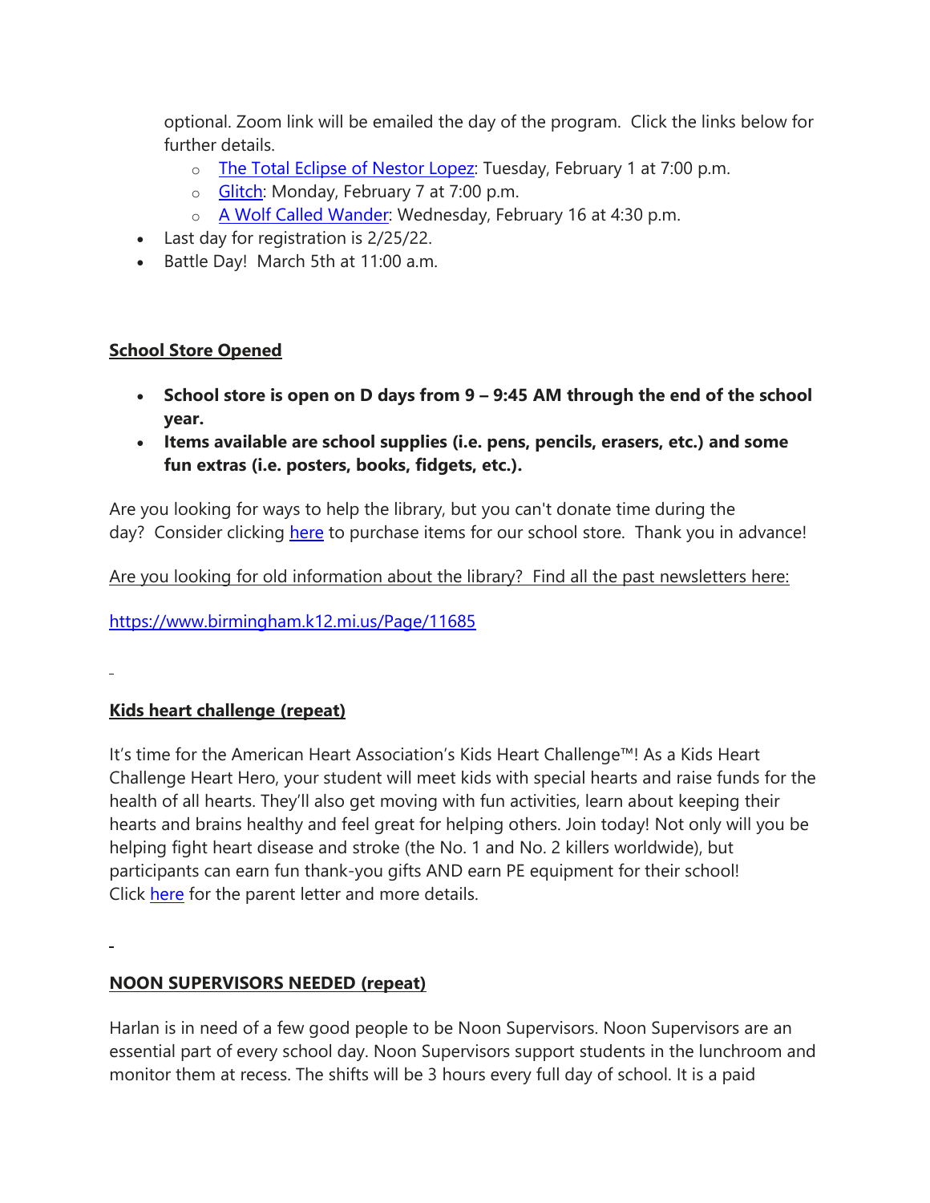optional. Zoom link will be emailed the day of the program.  Click the links below for further details.

  - The Total Eclipse of Nestor Lopez: Tuesday, February 1 at 7:00 p.m.
  - Glitch: Monday, February 7 at 7:00 p.m.
  - A Wolf Called Wander: Wednesday, February 16 at 4:30 p.m.
- Last day for registration is 2/25/22.
- Battle Day!  March 5th at 11:00 a.m.

**School Store Opened**

- **School store is open on D days from 9 – 9:45 AM through the end of the school year.**
- **Items available are school supplies (i.e. pens, pencils, erasers, etc.) and some fun extras (i.e. posters, books, fidgets, etc.).**

Are you looking for ways to help the library, but you can't donate time during the day?  Consider clicking here to purchase items for our school store.  Thank you in advance!

Are you looking for old information about the library?  Find all the past newsletters here:

https://www.birmingham.k12.mi.us/Page/11685

**Kids heart challenge (repeat)**

It's time for the American Heart Association's Kids Heart Challenge™! As a Kids Heart Challenge Heart Hero, your student will meet kids with special hearts and raise funds for the health of all hearts. They'll also get moving with fun activities, learn about keeping their hearts and brains healthy and feel great for helping others. Join today! Not only will you be helping fight heart disease and stroke (the No. 1 and No. 2 killers worldwide), but participants can earn fun thank-you gifts AND earn PE equipment for their school! Click here for the parent letter and more details.

**NOON SUPERVISORS NEEDED (repeat)**

Harlan is in need of a few good people to be Noon Supervisors. Noon Supervisors are an essential part of every school day. Noon Supervisors support students in the lunchroom and monitor them at recess. The shifts will be 3 hours every full day of school. It is a paid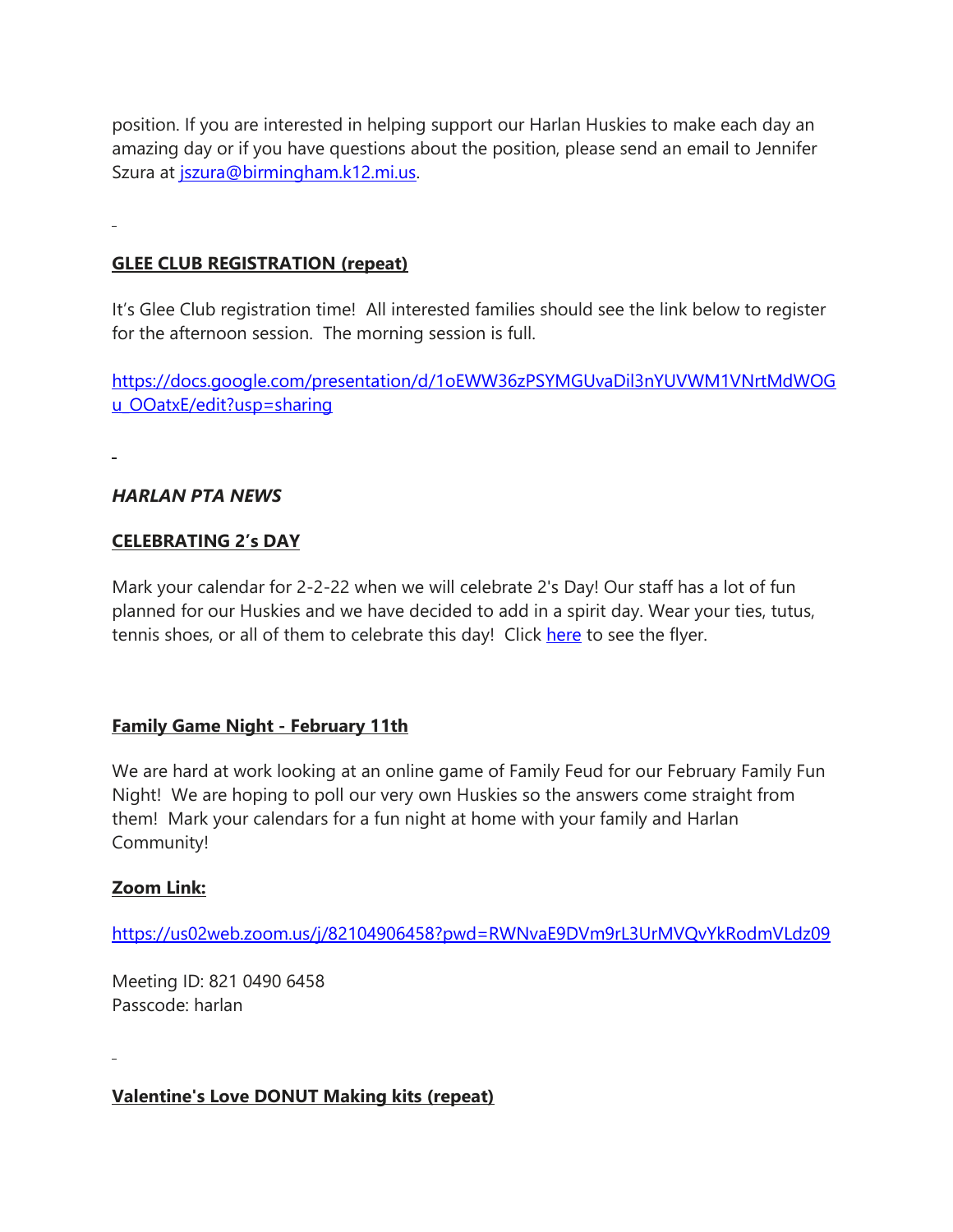position. If you are interested in helping support our Harlan Huskies to make each day an amazing day or if you have questions about the position, please send an email to Jennifer Szura at [jszura@birmingham.k12.mi.us](mailto:jszura@birmingham.k12.mi.us).

**GLEE CLUB REGISTRATION (repeat)**

It's Glee Club registration time! All interested families should see the link below to register for the afternoon session. The morning session is full.

[https://docs.google.com/presentation/d/1oEWW36zPSYMGUvaDil3nYUVWM1VNrtMdWOGu_OOatxE/edit?usp=sharing](https://docs.google.com/presentation/d/1oEWW36zPSYMGUvaDil3nYUVWM1VNrtMdWOGu_OOatxE/edit?usp=sharing)

***HARLAN PTA NEWS***

**CELEBRATING 2's DAY**

Mark your calendar for 2-2-22 when we will celebrate 2's Day! Our staff has a lot of fun planned for our Huskies and we have decided to add in a spirit day. Wear your ties, tutus, tennis shoes, or all of them to celebrate this day! Click here to see the flyer.

**Family Game Night - February 11th**

We are hard at work looking at an online game of Family Feud for our February Family Fun Night! We are hoping to poll our very own Huskies so the answers come straight from them! Mark your calendars for a fun night at home with your family and Harlan Community!

**Zoom Link:**

[https://us02web.zoom.us/j/82104906458?pwd=RWNvaE9DVm9rL3UrMVQvYkRodmVLdz09](https://us02web.zoom.us/j/82104906458?pwd=RWNvaE9DVm9rL3UrMVQvYkRodmVLdz09)

Meeting ID: 821 0490 6458
Passcode: harlan

**Valentine's Love DONUT Making kits (repeat)**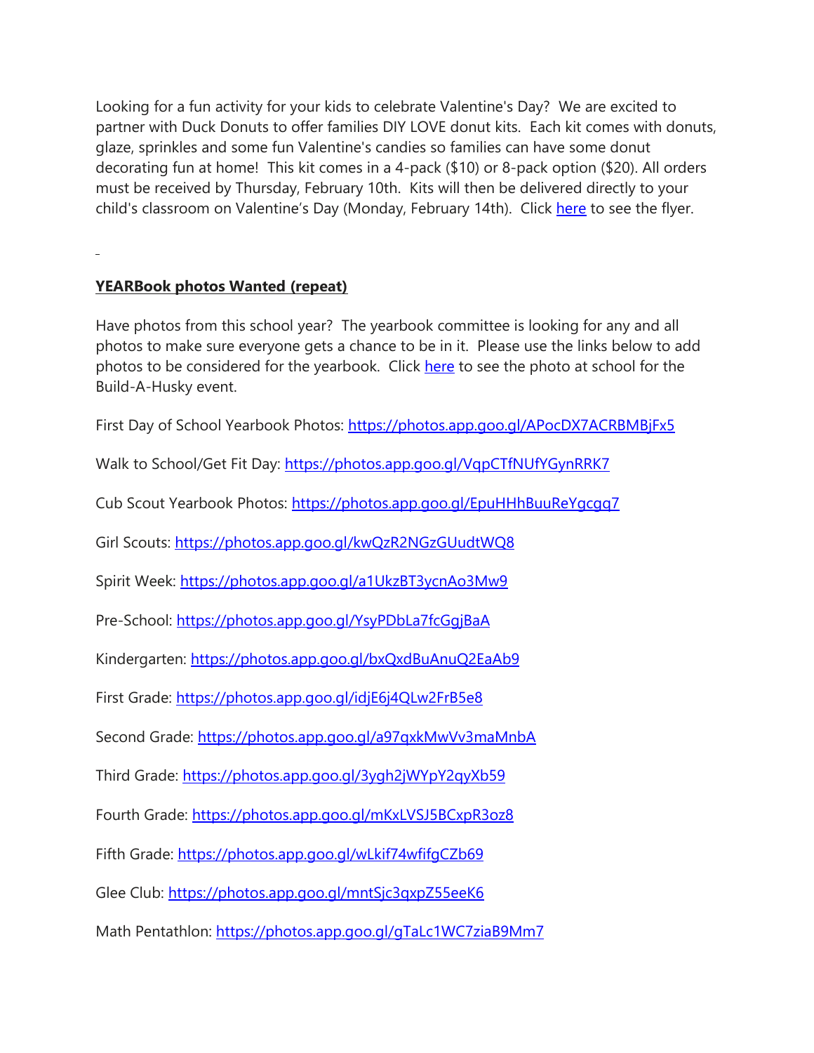Looking for a fun activity for your kids to celebrate Valentine's Day? We are excited to partner with Duck Donuts to offer families DIY LOVE donut kits. Each kit comes with donuts, glaze, sprinkles and some fun Valentine's candies so families can have some donut decorating fun at home! This kit comes in a 4-pack ($10) or 8-pack option ($20). All orders must be received by Thursday, February 10th. Kits will then be delivered directly to your child's classroom on Valentine's Day (Monday, February 14th). Click here to see the flyer.

**YEARBook photos Wanted (repeat)**

Have photos from this school year? The yearbook committee is looking for any and all photos to make sure everyone gets a chance to be in it. Please use the links below to add photos to be considered for the yearbook. Click here to see the photo at school for the Build-A-Husky event.

First Day of School Yearbook Photos: https://photos.app.goo.gl/APocDX7ACRBMBjFx5

Walk to School/Get Fit Day: https://photos.app.goo.gl/VqpCTfNUfYGynRRK7

Cub Scout Yearbook Photos: https://photos.app.goo.gl/EpuHHhBuuReYgcgq7

Girl Scouts: https://photos.app.goo.gl/kwQzR2NGzGUudtWQ8

Spirit Week: https://photos.app.goo.gl/a1UkzBT3ycnAo3Mw9

Pre-School: https://photos.app.goo.gl/YsyPDbLa7fcGgjBaA

Kindergarten: https://photos.app.goo.gl/bxQxdBuAnuQ2EaAb9

First Grade: https://photos.app.goo.gl/idjE6j4QLw2FrB5e8

Second Grade: https://photos.app.goo.gl/a97qxkMwVv3maMnbA

Third Grade: https://photos.app.goo.gl/3ygh2jWYpY2qyXb59

Fourth Grade: https://photos.app.goo.gl/mKxLVSJ5BCxpR3oz8

Fifth Grade: https://photos.app.goo.gl/wLkif74wfifgCZb69

Glee Club: https://photos.app.goo.gl/mntSjc3qxpZ55eeK6

Math Pentathlon: https://photos.app.goo.gl/gTaLc1WC7ziaB9Mm7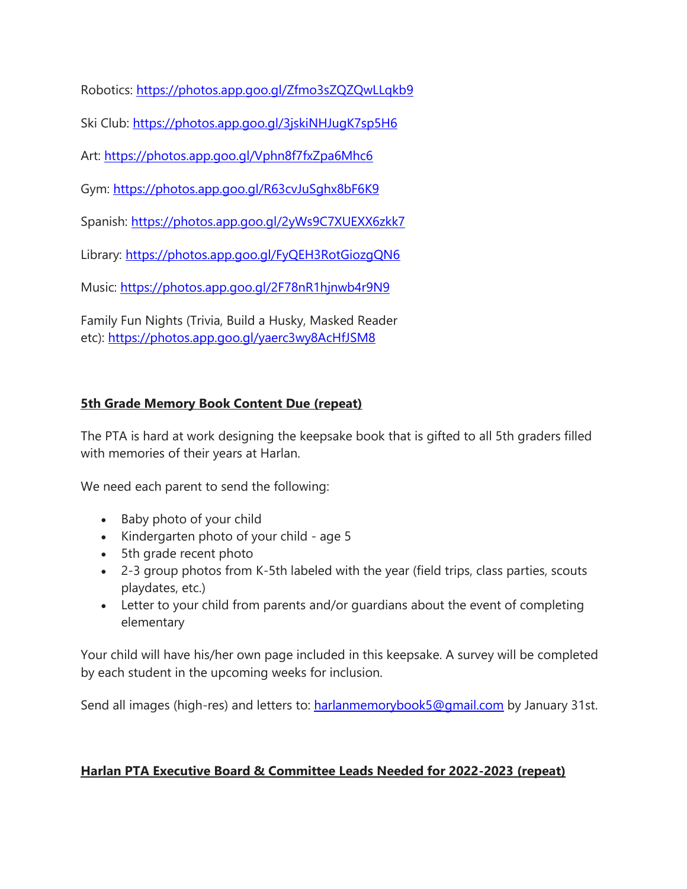Robotics: https://photos.app.goo.gl/Zfmo3sZQZQwLLqkb9

Ski Club: https://photos.app.goo.gl/3jskiNHJugK7sp5H6

Art: https://photos.app.goo.gl/Vphn8f7fxZpa6Mhc6

Gym: https://photos.app.goo.gl/R63cvJuSghx8bF6K9

Spanish: https://photos.app.goo.gl/2yWs9C7XUEXX6zkk7

Library: https://photos.app.goo.gl/FyQEH3RotGiozgQN6

Music: https://photos.app.goo.gl/2F78nR1hjnwb4r9N9

Family Fun Nights (Trivia, Build a Husky, Masked Reader etc): https://photos.app.goo.gl/yaerc3wy8AcHfJSM8

**5th Grade Memory Book Content Due (repeat)**

The PTA is hard at work designing the keepsake book that is gifted to all 5th graders filled with memories of their years at Harlan.

We need each parent to send the following:

- Baby photo of your child
- Kindergarten photo of your child - age 5
- 5th grade recent photo
- 2-3 group photos from K-5th labeled with the year (field trips, class parties, scouts playdates, etc.)
- Letter to your child from parents and/or guardians about the event of completing elementary

Your child will have his/her own page included in this keepsake. A survey will be completed by each student in the upcoming weeks for inclusion.

Send all images (high-res) and letters to: harlanmemorybook5@gmail.com by January 31st.

**Harlan PTA Executive Board & Committee Leads Needed for 2022-2023 (repeat)**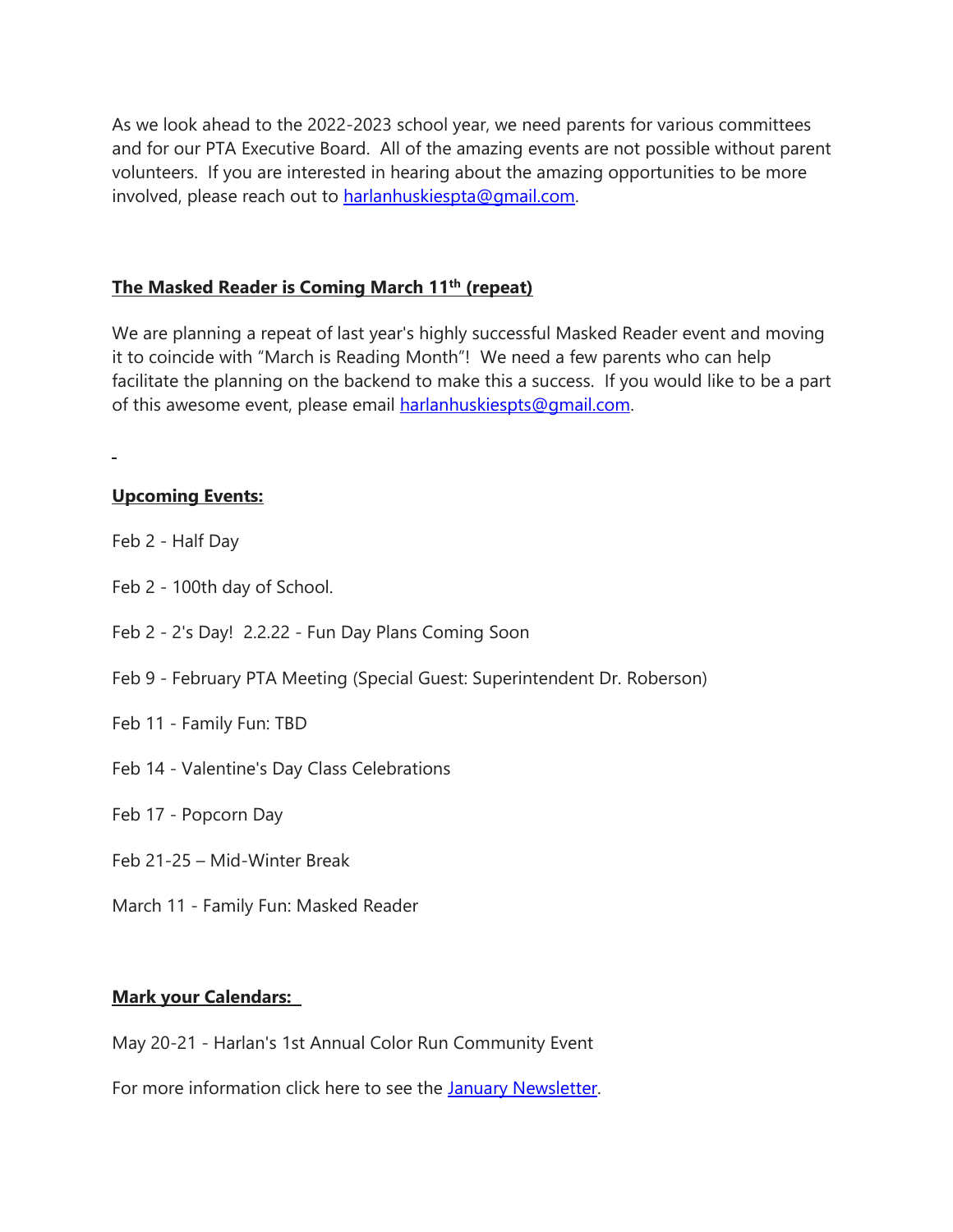As we look ahead to the 2022-2023 school year, we need parents for various committees and for our PTA Executive Board. All of the amazing events are not possible without parent volunteers. If you are interested in hearing about the amazing opportunities to be more involved, please reach out to harlanhuskiespta@gmail.com.

**The Masked Reader is Coming March 11th (repeat)**

We are planning a repeat of last year's highly successful Masked Reader event and moving it to coincide with "March is Reading Month"! We need a few parents who can help facilitate the planning on the backend to make this a success. If you would like to be a part of this awesome event, please email harlanhuskiespts@gmail.com.

**Upcoming Events:**

Feb 2 - Half Day

Feb 2 - 100th day of School.

Feb 2 - 2's Day! 2.2.22 - Fun Day Plans Coming Soon

Feb 9 - February PTA Meeting (Special Guest: Superintendent Dr. Roberson)

Feb 11 - Family Fun: TBD

Feb 14 - Valentine's Day Class Celebrations

Feb 17 - Popcorn Day

Feb 21-25 – Mid-Winter Break

March 11 - Family Fun: Masked Reader

**Mark your Calendars:**

May 20-21 - Harlan's 1st Annual Color Run Community Event

For more information click here to see the January Newsletter.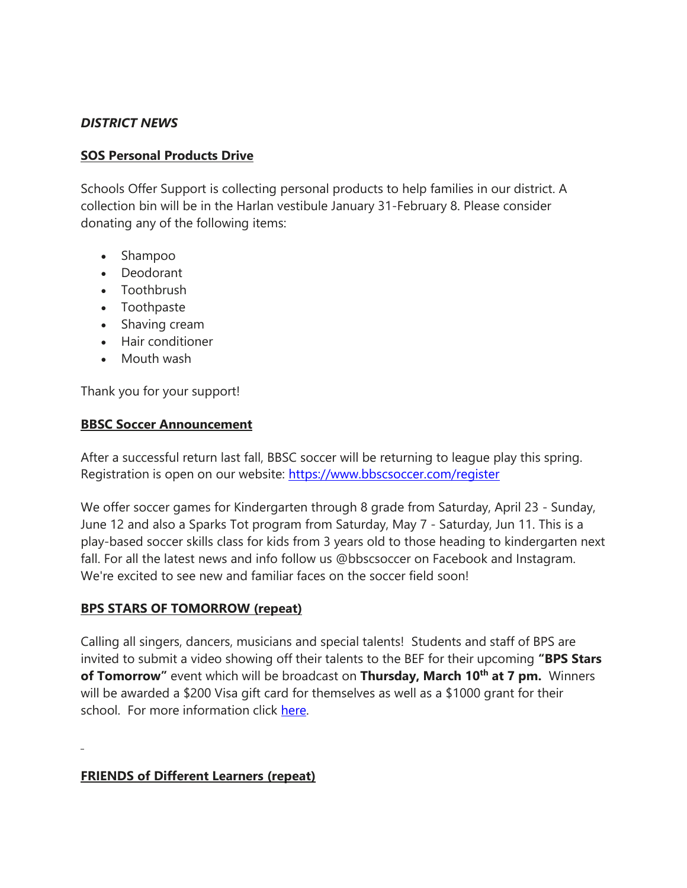***DISTRICT NEWS***

**SOS Personal Products Drive**

Schools Offer Support is collecting personal products to help families in our district. A collection bin will be in the Harlan vestibule January 31-February 8. Please consider donating any of the following items:

- Shampoo
- Deodorant
- Toothbrush
- Toothpaste
- Shaving cream
- Hair conditioner
- Mouth wash

Thank you for your support!

**BBSC Soccer Announcement**

After a successful return last fall, BBSC soccer will be returning to league play this spring. Registration is open on our website: [https://www.bbscsoccer.com/register](https://www.bbscsoccer.com/register)

We offer soccer games for Kindergarten through 8 grade from Saturday, April 23 - Sunday, June 12 and also a Sparks Tot program from Saturday, May 7 - Saturday, Jun 11. This is a play-based soccer skills class for kids from 3 years old to those heading to kindergarten next fall. For all the latest news and info follow us @bbscsoccer on Facebook and Instagram. We're excited to see new and familiar faces on the soccer field soon!

**BPS STARS OF TOMORROW (repeat)**

Calling all singers, dancers, musicians and special talents! Students and staff of BPS are invited to submit a video showing off their talents to the BEF for their upcoming **"BPS Stars of Tomorrow"** event which will be broadcast on **Thursday, March 10th at 7 pm.** Winners will be awarded a $200 Visa gift card for themselves as well as a $1000 grant for their school. For more information click here.

**FRIENDS of Different Learners (repeat)**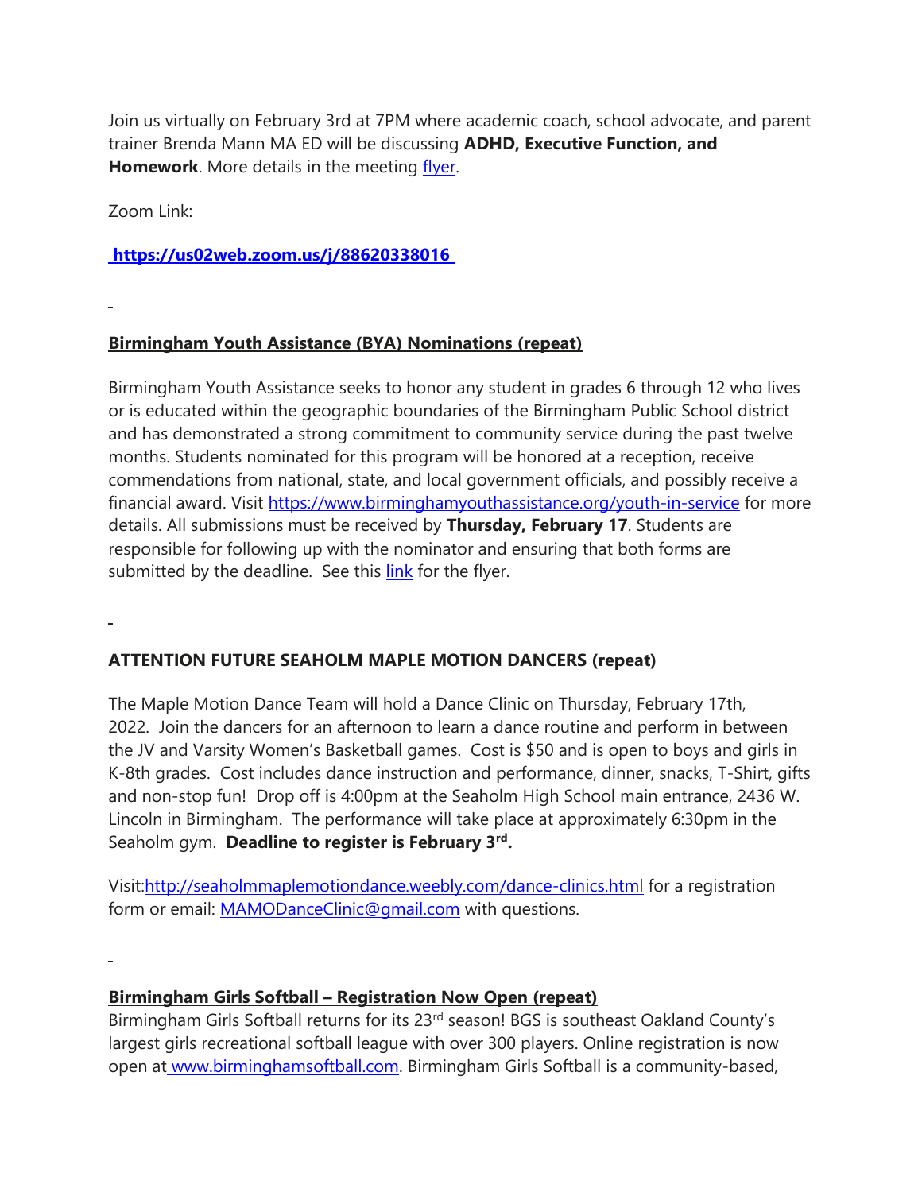Join us virtually on February 3rd at 7PM where academic coach, school advocate, and parent trainer Brenda Mann MA ED will be discussing **ADHD, Executive Function, and Homework**. More details in the meeting flyer.

Zoom Link:

**https://us02web.zoom.us/j/88620338016**

**Birmingham Youth Assistance (BYA) Nominations (repeat)**

Birmingham Youth Assistance seeks to honor any student in grades 6 through 12 who lives or is educated within the geographic boundaries of the Birmingham Public School district and has demonstrated a strong commitment to community service during the past twelve months. Students nominated for this program will be honored at a reception, receive commendations from national, state, and local government officials, and possibly receive a financial award. Visit https://www.birminghamyouthassistance.org/youth-in-service for more details. All submissions must be received by **Thursday, February 17**. Students are responsible for following up with the nominator and ensuring that both forms are submitted by the deadline. See this link for the flyer.

**ATTENTION FUTURE SEAHOLM MAPLE MOTION DANCERS (repeat)**

The Maple Motion Dance Team will hold a Dance Clinic on Thursday, February 17th, 2022. Join the dancers for an afternoon to learn a dance routine and perform in between the JV and Varsity Women's Basketball games. Cost is $50 and is open to boys and girls in K-8th grades. Cost includes dance instruction and performance, dinner, snacks, T-Shirt, gifts and non-stop fun! Drop off is 4:00pm at the Seaholm High School main entrance, 2436 W. Lincoln in Birmingham. The performance will take place at approximately 6:30pm in the Seaholm gym. **Deadline to register is February 3rd.**

Visit:http://seaholmmaplemotiondance.weebly.com/dance-clinics.html for a registration form or email: MAMODanceClinic@gmail.com with questions.

**Birmingham Girls Softball – Registration Now Open (repeat)**

Birmingham Girls Softball returns for its 23rd season! BGS is southeast Oakland County's largest girls recreational softball league with over 300 players. Online registration is now open at www.birminghamsoftball.com. Birmingham Girls Softball is a community-based,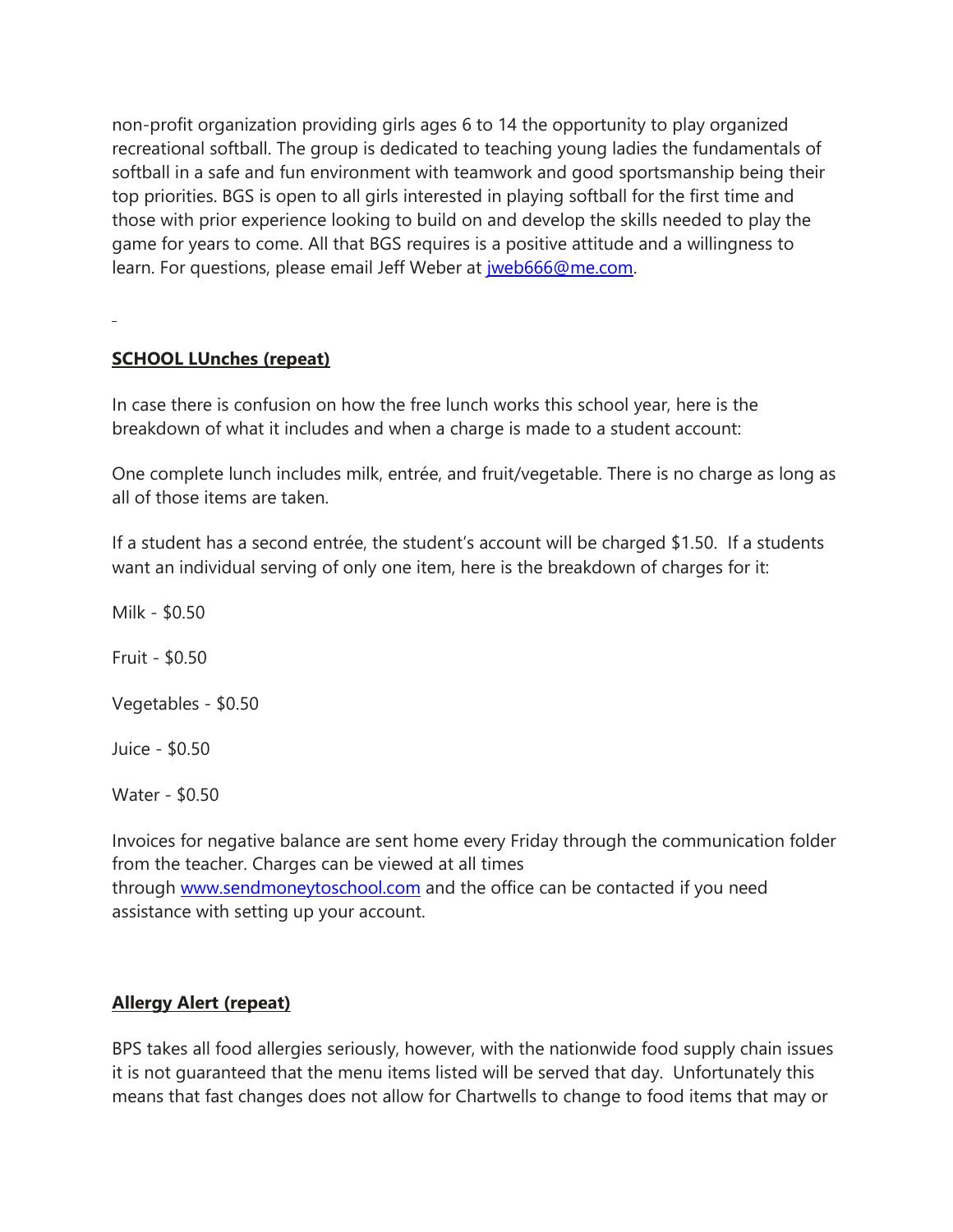non-profit organization providing girls ages 6 to 14 the opportunity to play organized recreational softball. The group is dedicated to teaching young ladies the fundamentals of softball in a safe and fun environment with teamwork and good sportsmanship being their top priorities. BGS is open to all girls interested in playing softball for the first time and those with prior experience looking to build on and develop the skills needed to play the game for years to come. All that BGS requires is a positive attitude and a willingness to learn. For questions, please email Jeff Weber at jweb666@me.com.

**SCHOOL LUnches (repeat)**

In case there is confusion on how the free lunch works this school year, here is the breakdown of what it includes and when a charge is made to a student account:

One complete lunch includes milk, entrée, and fruit/vegetable. There is no charge as long as all of those items are taken.

If a student has a second entrée, the student's account will be charged $1.50. If a students want an individual serving of only one item, here is the breakdown of charges for it:

Milk - $0.50

Fruit - $0.50

Vegetables - $0.50

Juice - $0.50

Water - $0.50

Invoices for negative balance are sent home every Friday through the communication folder from the teacher. Charges can be viewed at all times through www.sendmoneytoschool.com and the office can be contacted if you need assistance with setting up your account.

**Allergy Alert (repeat)**

BPS takes all food allergies seriously, however, with the nationwide food supply chain issues it is not guaranteed that the menu items listed will be served that day. Unfortunately this means that fast changes does not allow for Chartwells to change to food items that may or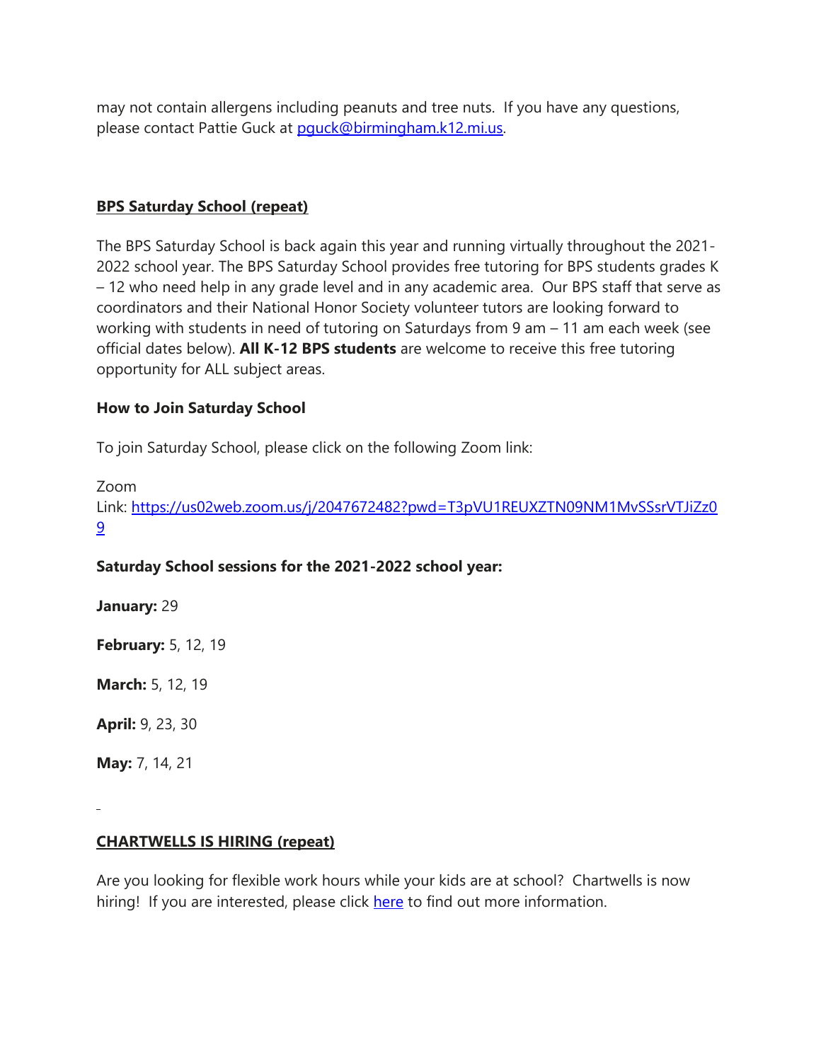may not contain allergens including peanuts and tree nuts. If you have any questions, please contact Pattie Guck at pguck@birmingham.k12.mi.us.

## BPS Saturday School (repeat)

The BPS Saturday School is back again this year and running virtually throughout the 2021-2022 school year. The BPS Saturday School provides free tutoring for BPS students grades K – 12 who need help in any grade level and in any academic area. Our BPS staff that serve as coordinators and their National Honor Society volunteer tutors are looking forward to working with students in need of tutoring on Saturdays from 9 am – 11 am each week (see official dates below). **All K-12 BPS students** are welcome to receive this free tutoring opportunity for ALL subject areas.

**How to Join Saturday School**

To join Saturday School, please click on the following Zoom link:

Zoom Link: https://us02web.zoom.us/j/2047672482?pwd=T3pVU1REUXZTN09NM1MvSSsrVTJiZz09

**Saturday School sessions for the 2021-2022 school year:**

**January:** 29

**February:** 5, 12, 19

**March:** 5, 12, 19

**April:** 9, 23, 30

**May:** 7, 14, 21

## CHARTWELLS IS HIRING (repeat)

Are you looking for flexible work hours while your kids are at school? Chartwells is now hiring! If you are interested, please click here to find out more information.